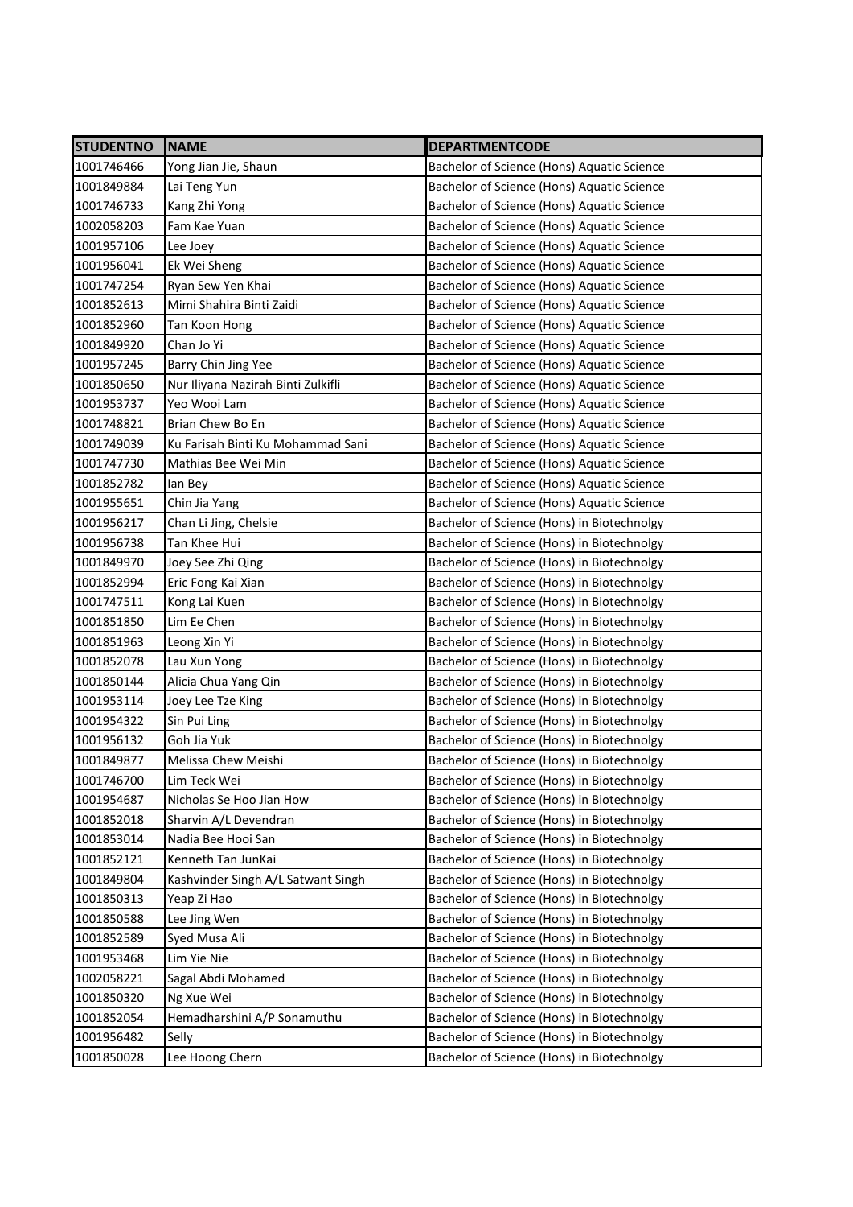| STUDENTNO | NAME | DEPARTMENTCODE |
| --- | --- | --- |
| 1001746466 | Yong Jian Jie, Shaun | Bachelor of Science (Hons) Aquatic Science |
| 1001849884 | Lai Teng Yun | Bachelor of Science (Hons) Aquatic Science |
| 1001746733 | Kang Zhi Yong | Bachelor of Science (Hons) Aquatic Science |
| 1002058203 | Fam Kae Yuan | Bachelor of Science (Hons) Aquatic Science |
| 1001957106 | Lee Joey | Bachelor of Science (Hons) Aquatic Science |
| 1001956041 | Ek Wei Sheng | Bachelor of Science (Hons) Aquatic Science |
| 1001747254 | Ryan Sew Yen Khai | Bachelor of Science (Hons) Aquatic Science |
| 1001852613 | Mimi Shahira Binti Zaidi | Bachelor of Science (Hons) Aquatic Science |
| 1001852960 | Tan Koon Hong | Bachelor of Science (Hons) Aquatic Science |
| 1001849920 | Chan Jo Yi | Bachelor of Science (Hons) Aquatic Science |
| 1001957245 | Barry Chin Jing Yee | Bachelor of Science (Hons) Aquatic Science |
| 1001850650 | Nur Iliyana Nazirah Binti Zulkifli | Bachelor of Science (Hons) Aquatic Science |
| 1001953737 | Yeo Wooi Lam | Bachelor of Science (Hons) Aquatic Science |
| 1001748821 | Brian Chew Bo En | Bachelor of Science (Hons) Aquatic Science |
| 1001749039 | Ku Farisah Binti Ku Mohammad Sani | Bachelor of Science (Hons) Aquatic Science |
| 1001747730 | Mathias Bee Wei Min | Bachelor of Science (Hons) Aquatic Science |
| 1001852782 | Ian Bey | Bachelor of Science (Hons) Aquatic Science |
| 1001955651 | Chin Jia Yang | Bachelor of Science (Hons) Aquatic Science |
| 1001956217 | Chan Li Jing, Chelsie | Bachelor of Science (Hons) in Biotechnolgy |
| 1001956738 | Tan Khee Hui | Bachelor of Science (Hons) in Biotechnolgy |
| 1001849970 | Joey See Zhi Qing | Bachelor of Science (Hons) in Biotechnolgy |
| 1001852994 | Eric Fong Kai Xian | Bachelor of Science (Hons) in Biotechnolgy |
| 1001747511 | Kong Lai Kuen | Bachelor of Science (Hons) in Biotechnolgy |
| 1001851850 | Lim Ee Chen | Bachelor of Science (Hons) in Biotechnolgy |
| 1001851963 | Leong Xin Yi | Bachelor of Science (Hons) in Biotechnolgy |
| 1001852078 | Lau Xun Yong | Bachelor of Science (Hons) in Biotechnolgy |
| 1001850144 | Alicia Chua Yang Qin | Bachelor of Science (Hons) in Biotechnolgy |
| 1001953114 | Joey Lee Tze King | Bachelor of Science (Hons) in Biotechnolgy |
| 1001954322 | Sin Pui Ling | Bachelor of Science (Hons) in Biotechnolgy |
| 1001956132 | Goh Jia Yuk | Bachelor of Science (Hons) in Biotechnolgy |
| 1001849877 | Melissa Chew Meishi | Bachelor of Science (Hons) in Biotechnolgy |
| 1001746700 | Lim Teck Wei | Bachelor of Science (Hons) in Biotechnolgy |
| 1001954687 | Nicholas Se Hoo Jian How | Bachelor of Science (Hons) in Biotechnolgy |
| 1001852018 | Sharvin A/L Devendran | Bachelor of Science (Hons) in Biotechnolgy |
| 1001853014 | Nadia Bee Hooi San | Bachelor of Science (Hons) in Biotechnolgy |
| 1001852121 | Kenneth Tan JunKai | Bachelor of Science (Hons) in Biotechnolgy |
| 1001849804 | Kashvinder Singh A/L Satwant Singh | Bachelor of Science (Hons) in Biotechnolgy |
| 1001850313 | Yeap Zi Hao | Bachelor of Science (Hons) in Biotechnolgy |
| 1001850588 | Lee Jing Wen | Bachelor of Science (Hons) in Biotechnolgy |
| 1001852589 | Syed Musa Ali | Bachelor of Science (Hons) in Biotechnolgy |
| 1001953468 | Lim Yie Nie | Bachelor of Science (Hons) in Biotechnolgy |
| 1002058221 | Sagal Abdi Mohamed | Bachelor of Science (Hons) in Biotechnolgy |
| 1001850320 | Ng Xue Wei | Bachelor of Science (Hons) in Biotechnolgy |
| 1001852054 | Hemadharshini A/P Sonamuthu | Bachelor of Science (Hons) in Biotechnolgy |
| 1001956482 | Selly | Bachelor of Science (Hons) in Biotechnolgy |
| 1001850028 | Lee Hoong Chern | Bachelor of Science (Hons) in Biotechnolgy |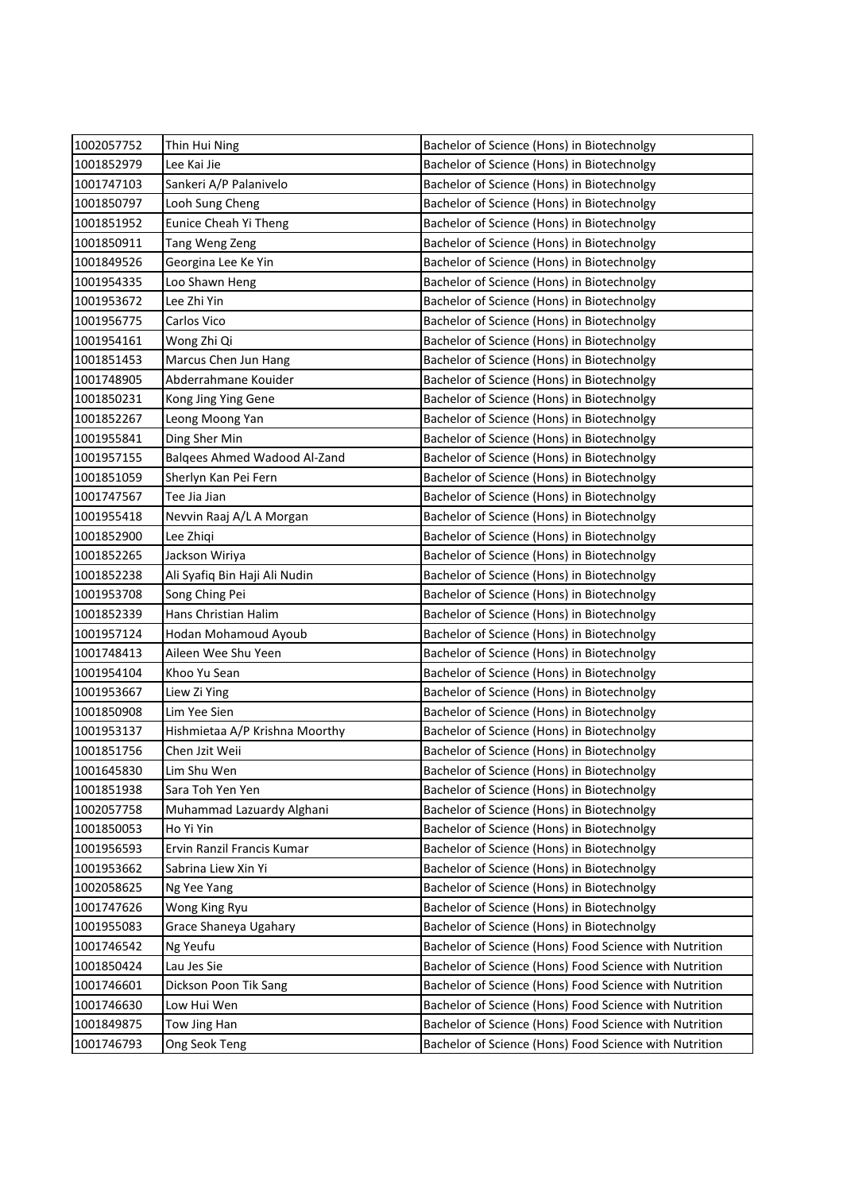| 1002057752 | Thin Hui Ning | Bachelor of Science (Hons) in Biotechnolgy |
|---|---|---|
| 1001852979 | Lee Kai Jie | Bachelor of Science (Hons) in Biotechnolgy |
| 1001747103 | Sankeri A/P Palanivelo | Bachelor of Science (Hons) in Biotechnolgy |
| 1001850797 | Looh Sung Cheng | Bachelor of Science (Hons) in Biotechnolgy |
| 1001851952 | Eunice Cheah Yi Theng | Bachelor of Science (Hons) in Biotechnolgy |
| 1001850911 | Tang Weng Zeng | Bachelor of Science (Hons) in Biotechnolgy |
| 1001849526 | Georgina Lee Ke Yin | Bachelor of Science (Hons) in Biotechnolgy |
| 1001954335 | Loo Shawn Heng | Bachelor of Science (Hons) in Biotechnolgy |
| 1001953672 | Lee Zhi Yin | Bachelor of Science (Hons) in Biotechnolgy |
| 1001956775 | Carlos Vico | Bachelor of Science (Hons) in Biotechnolgy |
| 1001954161 | Wong Zhi Qi | Bachelor of Science (Hons) in Biotechnolgy |
| 1001851453 | Marcus Chen Jun Hang | Bachelor of Science (Hons) in Biotechnolgy |
| 1001748905 | Abderrahmane Kouider | Bachelor of Science (Hons) in Biotechnolgy |
| 1001850231 | Kong Jing Ying Gene | Bachelor of Science (Hons) in Biotechnolgy |
| 1001852267 | Leong Moong Yan | Bachelor of Science (Hons) in Biotechnolgy |
| 1001955841 | Ding Sher Min | Bachelor of Science (Hons) in Biotechnolgy |
| 1001957155 | Balqees Ahmed Wadood Al-Zand | Bachelor of Science (Hons) in Biotechnolgy |
| 1001851059 | Sherlyn Kan Pei Fern | Bachelor of Science (Hons) in Biotechnolgy |
| 1001747567 | Tee Jia Jian | Bachelor of Science (Hons) in Biotechnolgy |
| 1001955418 | Nevvin Raaj A/L A Morgan | Bachelor of Science (Hons) in Biotechnolgy |
| 1001852900 | Lee Zhiqi | Bachelor of Science (Hons) in Biotechnolgy |
| 1001852265 | Jackson Wiriya | Bachelor of Science (Hons) in Biotechnolgy |
| 1001852238 | Ali Syafiq Bin Haji Ali Nudin | Bachelor of Science (Hons) in Biotechnolgy |
| 1001953708 | Song Ching Pei | Bachelor of Science (Hons) in Biotechnolgy |
| 1001852339 | Hans Christian Halim | Bachelor of Science (Hons) in Biotechnolgy |
| 1001957124 | Hodan Mohamoud Ayoub | Bachelor of Science (Hons) in Biotechnolgy |
| 1001748413 | Aileen Wee Shu Yeen | Bachelor of Science (Hons) in Biotechnolgy |
| 1001954104 | Khoo Yu Sean | Bachelor of Science (Hons) in Biotechnolgy |
| 1001953667 | Liew Zi Ying | Bachelor of Science (Hons) in Biotechnolgy |
| 1001850908 | Lim Yee Sien | Bachelor of Science (Hons) in Biotechnolgy |
| 1001953137 | Hishmietaa A/P Krishna Moorthy | Bachelor of Science (Hons) in Biotechnolgy |
| 1001851756 | Chen Jzit Weii | Bachelor of Science (Hons) in Biotechnolgy |
| 1001645830 | Lim Shu Wen | Bachelor of Science (Hons) in Biotechnolgy |
| 1001851938 | Sara Toh Yen Yen | Bachelor of Science (Hons) in Biotechnolgy |
| 1002057758 | Muhammad Lazuardy Alghani | Bachelor of Science (Hons) in Biotechnolgy |
| 1001850053 | Ho Yi Yin | Bachelor of Science (Hons) in Biotechnolgy |
| 1001956593 | Ervin Ranzil Francis Kumar | Bachelor of Science (Hons) in Biotechnolgy |
| 1001953662 | Sabrina Liew Xin Yi | Bachelor of Science (Hons) in Biotechnolgy |
| 1002058625 | Ng Yee Yang | Bachelor of Science (Hons) in Biotechnolgy |
| 1001747626 | Wong King Ryu | Bachelor of Science (Hons) in Biotechnolgy |
| 1001955083 | Grace Shaneya Ugahary | Bachelor of Science (Hons) in Biotechnolgy |
| 1001746542 | Ng Yeufu | Bachelor of Science (Hons) Food Science with Nutrition |
| 1001850424 | Lau Jes Sie | Bachelor of Science (Hons) Food Science with Nutrition |
| 1001746601 | Dickson Poon Tik Sang | Bachelor of Science (Hons) Food Science with Nutrition |
| 1001746630 | Low Hui Wen | Bachelor of Science (Hons) Food Science with Nutrition |
| 1001849875 | Tow Jing Han | Bachelor of Science (Hons) Food Science with Nutrition |
| 1001746793 | Ong Seok Teng | Bachelor of Science (Hons) Food Science with Nutrition |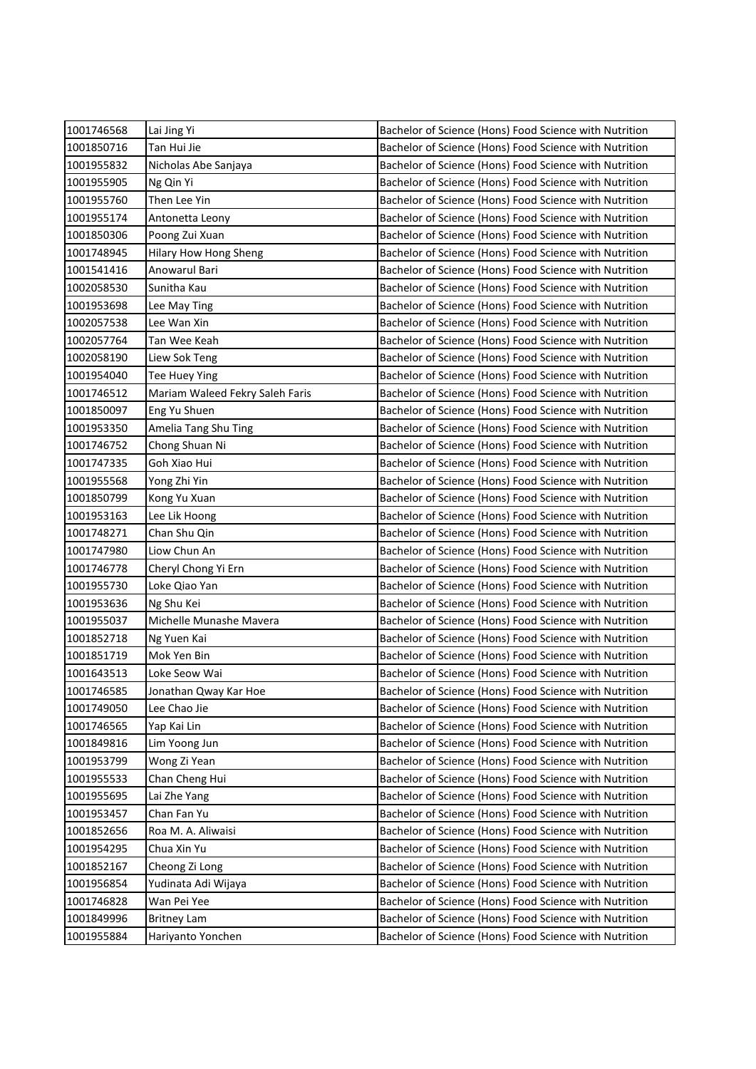| | | |
|---|---|---|
| 1001746568 | Lai Jing Yi | Bachelor of Science (Hons) Food Science with Nutrition |
| 1001850716 | Tan Hui Jie | Bachelor of Science (Hons) Food Science with Nutrition |
| 1001955832 | Nicholas Abe Sanjaya | Bachelor of Science (Hons) Food Science with Nutrition |
| 1001955905 | Ng Qin Yi | Bachelor of Science (Hons) Food Science with Nutrition |
| 1001955760 | Then Lee Yin | Bachelor of Science (Hons) Food Science with Nutrition |
| 1001955174 | Antonetta Leony | Bachelor of Science (Hons) Food Science with Nutrition |
| 1001850306 | Poong Zui Xuan | Bachelor of Science (Hons) Food Science with Nutrition |
| 1001748945 | Hilary How Hong Sheng | Bachelor of Science (Hons) Food Science with Nutrition |
| 1001541416 | Anowarul Bari | Bachelor of Science (Hons) Food Science with Nutrition |
| 1002058530 | Sunitha Kau | Bachelor of Science (Hons) Food Science with Nutrition |
| 1001953698 | Lee May Ting | Bachelor of Science (Hons) Food Science with Nutrition |
| 1002057538 | Lee Wan Xin | Bachelor of Science (Hons) Food Science with Nutrition |
| 1002057764 | Tan Wee Keah | Bachelor of Science (Hons) Food Science with Nutrition |
| 1002058190 | Liew Sok Teng | Bachelor of Science (Hons) Food Science with Nutrition |
| 1001954040 | Tee Huey Ying | Bachelor of Science (Hons) Food Science with Nutrition |
| 1001746512 | Mariam Waleed Fekry Saleh Faris | Bachelor of Science (Hons) Food Science with Nutrition |
| 1001850097 | Eng Yu Shuen | Bachelor of Science (Hons) Food Science with Nutrition |
| 1001953350 | Amelia Tang Shu Ting | Bachelor of Science (Hons) Food Science with Nutrition |
| 1001746752 | Chong Shuan Ni | Bachelor of Science (Hons) Food Science with Nutrition |
| 1001747335 | Goh Xiao Hui | Bachelor of Science (Hons) Food Science with Nutrition |
| 1001955568 | Yong Zhi Yin | Bachelor of Science (Hons) Food Science with Nutrition |
| 1001850799 | Kong Yu Xuan | Bachelor of Science (Hons) Food Science with Nutrition |
| 1001953163 | Lee Lik Hoong | Bachelor of Science (Hons) Food Science with Nutrition |
| 1001748271 | Chan Shu Qin | Bachelor of Science (Hons) Food Science with Nutrition |
| 1001747980 | Liow Chun An | Bachelor of Science (Hons) Food Science with Nutrition |
| 1001746778 | Cheryl Chong Yi Ern | Bachelor of Science (Hons) Food Science with Nutrition |
| 1001955730 | Loke Qiao Yan | Bachelor of Science (Hons) Food Science with Nutrition |
| 1001953636 | Ng Shu Kei | Bachelor of Science (Hons) Food Science with Nutrition |
| 1001955037 | Michelle Munashe Mavera | Bachelor of Science (Hons) Food Science with Nutrition |
| 1001852718 | Ng Yuen Kai | Bachelor of Science (Hons) Food Science with Nutrition |
| 1001851719 | Mok Yen Bin | Bachelor of Science (Hons) Food Science with Nutrition |
| 1001643513 | Loke Seow Wai | Bachelor of Science (Hons) Food Science with Nutrition |
| 1001746585 | Jonathan Qway Kar Hoe | Bachelor of Science (Hons) Food Science with Nutrition |
| 1001749050 | Lee Chao Jie | Bachelor of Science (Hons) Food Science with Nutrition |
| 1001746565 | Yap Kai Lin | Bachelor of Science (Hons) Food Science with Nutrition |
| 1001849816 | Lim Yoong Jun | Bachelor of Science (Hons) Food Science with Nutrition |
| 1001953799 | Wong Zi Yean | Bachelor of Science (Hons) Food Science with Nutrition |
| 1001955533 | Chan Cheng Hui | Bachelor of Science (Hons) Food Science with Nutrition |
| 1001955695 | Lai Zhe Yang | Bachelor of Science (Hons) Food Science with Nutrition |
| 1001953457 | Chan Fan Yu | Bachelor of Science (Hons) Food Science with Nutrition |
| 1001852656 | Roa M. A. Aliwaisi | Bachelor of Science (Hons) Food Science with Nutrition |
| 1001954295 | Chua Xin Yu | Bachelor of Science (Hons) Food Science with Nutrition |
| 1001852167 | Cheong Zi Long | Bachelor of Science (Hons) Food Science with Nutrition |
| 1001956854 | Yudinata Adi Wijaya | Bachelor of Science (Hons) Food Science with Nutrition |
| 1001746828 | Wan Pei Yee | Bachelor of Science (Hons) Food Science with Nutrition |
| 1001849996 | Britney Lam | Bachelor of Science (Hons) Food Science with Nutrition |
| 1001955884 | Hariyanto Yonchen | Bachelor of Science (Hons) Food Science with Nutrition |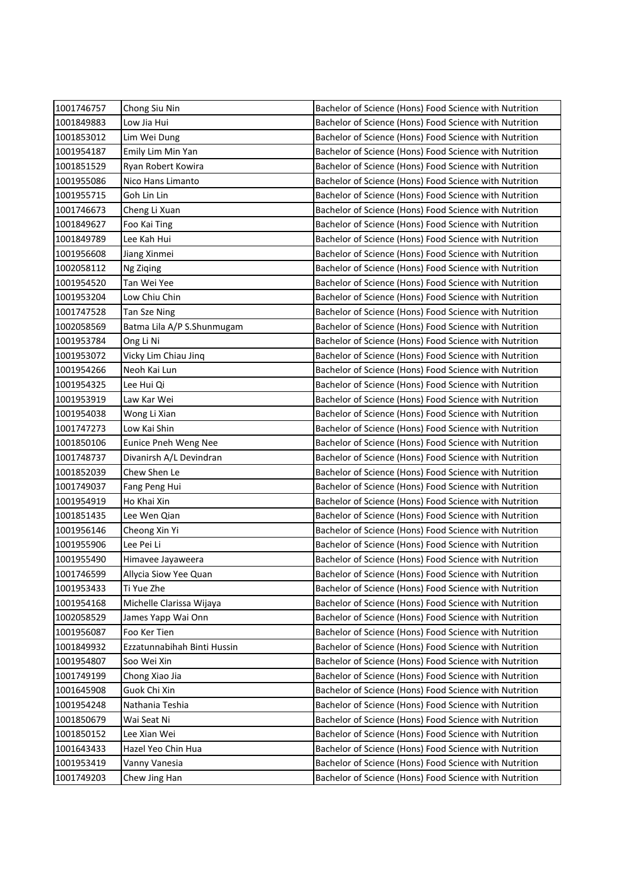| | | |
|---|---|---|
| 1001746757 | Chong Siu Nin | Bachelor of Science (Hons) Food Science with Nutrition |
| 1001849883 | Low Jia Hui | Bachelor of Science (Hons) Food Science with Nutrition |
| 1001853012 | Lim Wei Dung | Bachelor of Science (Hons) Food Science with Nutrition |
| 1001954187 | Emily Lim Min Yan | Bachelor of Science (Hons) Food Science with Nutrition |
| 1001851529 | Ryan Robert Kowira | Bachelor of Science (Hons) Food Science with Nutrition |
| 1001955086 | Nico Hans Limanto | Bachelor of Science (Hons) Food Science with Nutrition |
| 1001955715 | Goh Lin Lin | Bachelor of Science (Hons) Food Science with Nutrition |
| 1001746673 | Cheng Li Xuan | Bachelor of Science (Hons) Food Science with Nutrition |
| 1001849627 | Foo Kai Ting | Bachelor of Science (Hons) Food Science with Nutrition |
| 1001849789 | Lee Kah Hui | Bachelor of Science (Hons) Food Science with Nutrition |
| 1001956608 | Jiang Xinmei | Bachelor of Science (Hons) Food Science with Nutrition |
| 1002058112 | Ng Ziqing | Bachelor of Science (Hons) Food Science with Nutrition |
| 1001954520 | Tan Wei Yee | Bachelor of Science (Hons) Food Science with Nutrition |
| 1001953204 | Low Chiu Chin | Bachelor of Science (Hons) Food Science with Nutrition |
| 1001747528 | Tan Sze Ning | Bachelor of Science (Hons) Food Science with Nutrition |
| 1002058569 | Batma Lila A/P S.Shunmugam | Bachelor of Science (Hons) Food Science with Nutrition |
| 1001953784 | Ong Li Ni | Bachelor of Science (Hons) Food Science with Nutrition |
| 1001953072 | Vicky Lim Chiau Jinq | Bachelor of Science (Hons) Food Science with Nutrition |
| 1001954266 | Neoh Kai Lun | Bachelor of Science (Hons) Food Science with Nutrition |
| 1001954325 | Lee Hui Qi | Bachelor of Science (Hons) Food Science with Nutrition |
| 1001953919 | Law Kar Wei | Bachelor of Science (Hons) Food Science with Nutrition |
| 1001954038 | Wong Li Xian | Bachelor of Science (Hons) Food Science with Nutrition |
| 1001747273 | Low Kai Shin | Bachelor of Science (Hons) Food Science with Nutrition |
| 1001850106 | Eunice Pneh Weng Nee | Bachelor of Science (Hons) Food Science with Nutrition |
| 1001748737 | Divanirsh A/L Devindran | Bachelor of Science (Hons) Food Science with Nutrition |
| 1001852039 | Chew Shen Le | Bachelor of Science (Hons) Food Science with Nutrition |
| 1001749037 | Fang Peng Hui | Bachelor of Science (Hons) Food Science with Nutrition |
| 1001954919 | Ho Khai Xin | Bachelor of Science (Hons) Food Science with Nutrition |
| 1001851435 | Lee Wen Qian | Bachelor of Science (Hons) Food Science with Nutrition |
| 1001956146 | Cheong Xin Yi | Bachelor of Science (Hons) Food Science with Nutrition |
| 1001955906 | Lee Pei Li | Bachelor of Science (Hons) Food Science with Nutrition |
| 1001955490 | Himavee Jayaweera | Bachelor of Science (Hons) Food Science with Nutrition |
| 1001746599 | Allycia Siow Yee Quan | Bachelor of Science (Hons) Food Science with Nutrition |
| 1001953433 | Ti Yue Zhe | Bachelor of Science (Hons) Food Science with Nutrition |
| 1001954168 | Michelle Clarissa Wijaya | Bachelor of Science (Hons) Food Science with Nutrition |
| 1002058529 | James Yapp Wai Onn | Bachelor of Science (Hons) Food Science with Nutrition |
| 1001956087 | Foo Ker Tien | Bachelor of Science (Hons) Food Science with Nutrition |
| 1001849932 | Ezzatunnabihah Binti Hussin | Bachelor of Science (Hons) Food Science with Nutrition |
| 1001954807 | Soo Wei Xin | Bachelor of Science (Hons) Food Science with Nutrition |
| 1001749199 | Chong Xiao Jia | Bachelor of Science (Hons) Food Science with Nutrition |
| 1001645908 | Guok Chi Xin | Bachelor of Science (Hons) Food Science with Nutrition |
| 1001954248 | Nathania Teshia | Bachelor of Science (Hons) Food Science with Nutrition |
| 1001850679 | Wai Seat Ni | Bachelor of Science (Hons) Food Science with Nutrition |
| 1001850152 | Lee Xian Wei | Bachelor of Science (Hons) Food Science with Nutrition |
| 1001643433 | Hazel Yeo Chin Hua | Bachelor of Science (Hons) Food Science with Nutrition |
| 1001953419 | Vanny Vanesia | Bachelor of Science (Hons) Food Science with Nutrition |
| 1001749203 | Chew Jing Han | Bachelor of Science (Hons) Food Science with Nutrition |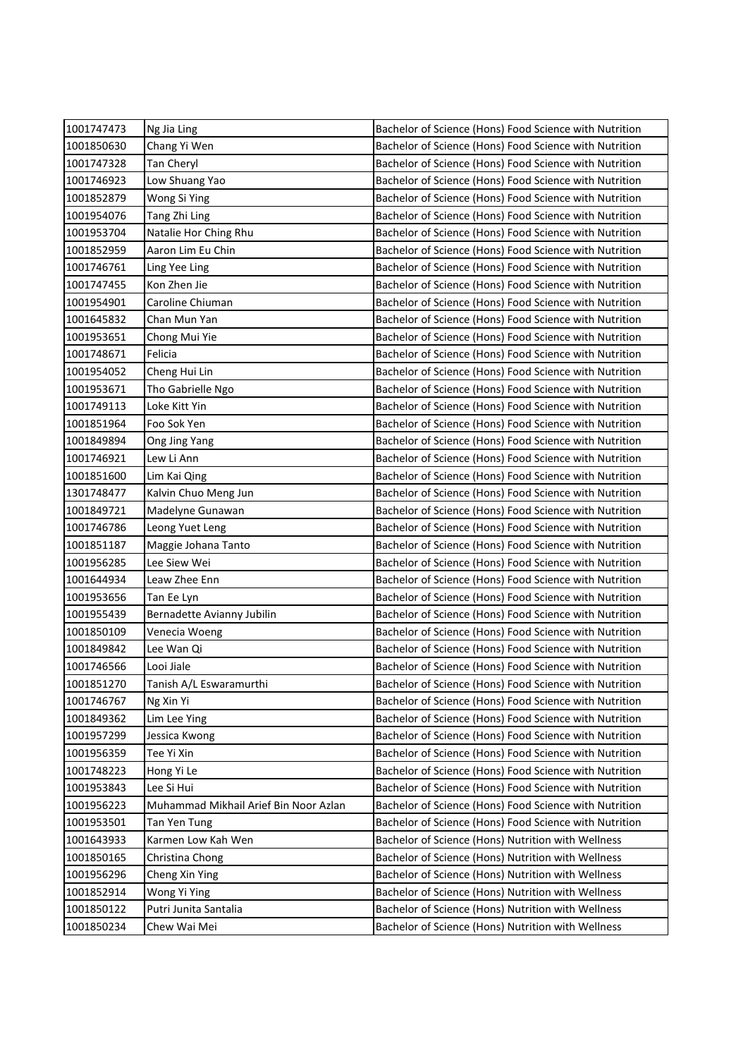| 1001747473 | Ng Jia Ling | Bachelor of Science (Hons) Food Science with Nutrition |
|---|---|---|
| 1001850630 | Chang Yi Wen | Bachelor of Science (Hons) Food Science with Nutrition |
| 1001747328 | Tan Cheryl | Bachelor of Science (Hons) Food Science with Nutrition |
| 1001746923 | Low Shuang Yao | Bachelor of Science (Hons) Food Science with Nutrition |
| 1001852879 | Wong Si Ying | Bachelor of Science (Hons) Food Science with Nutrition |
| 1001954076 | Tang Zhi Ling | Bachelor of Science (Hons) Food Science with Nutrition |
| 1001953704 | Natalie Hor Ching Rhu | Bachelor of Science (Hons) Food Science with Nutrition |
| 1001852959 | Aaron Lim Eu Chin | Bachelor of Science (Hons) Food Science with Nutrition |
| 1001746761 | Ling Yee Ling | Bachelor of Science (Hons) Food Science with Nutrition |
| 1001747455 | Kon Zhen Jie | Bachelor of Science (Hons) Food Science with Nutrition |
| 1001954901 | Caroline Chiuman | Bachelor of Science (Hons) Food Science with Nutrition |
| 1001645832 | Chan Mun Yan | Bachelor of Science (Hons) Food Science with Nutrition |
| 1001953651 | Chong Mui Yie | Bachelor of Science (Hons) Food Science with Nutrition |
| 1001748671 | Felicia | Bachelor of Science (Hons) Food Science with Nutrition |
| 1001954052 | Cheng Hui Lin | Bachelor of Science (Hons) Food Science with Nutrition |
| 1001953671 | Tho Gabrielle Ngo | Bachelor of Science (Hons) Food Science with Nutrition |
| 1001749113 | Loke Kitt Yin | Bachelor of Science (Hons) Food Science with Nutrition |
| 1001851964 | Foo Sok Yen | Bachelor of Science (Hons) Food Science with Nutrition |
| 1001849894 | Ong Jing Yang | Bachelor of Science (Hons) Food Science with Nutrition |
| 1001746921 | Lew Li Ann | Bachelor of Science (Hons) Food Science with Nutrition |
| 1001851600 | Lim Kai Qing | Bachelor of Science (Hons) Food Science with Nutrition |
| 1301748477 | Kalvin Chuo Meng Jun | Bachelor of Science (Hons) Food Science with Nutrition |
| 1001849721 | Madelyne Gunawan | Bachelor of Science (Hons) Food Science with Nutrition |
| 1001746786 | Leong Yuet Leng | Bachelor of Science (Hons) Food Science with Nutrition |
| 1001851187 | Maggie Johana Tanto | Bachelor of Science (Hons) Food Science with Nutrition |
| 1001956285 | Lee Siew Wei | Bachelor of Science (Hons) Food Science with Nutrition |
| 1001644934 | Leaw Zhee Enn | Bachelor of Science (Hons) Food Science with Nutrition |
| 1001953656 | Tan Ee Lyn | Bachelor of Science (Hons) Food Science with Nutrition |
| 1001955439 | Bernadette Avianny Jubilin | Bachelor of Science (Hons) Food Science with Nutrition |
| 1001850109 | Venecia Woeng | Bachelor of Science (Hons) Food Science with Nutrition |
| 1001849842 | Lee Wan Qi | Bachelor of Science (Hons) Food Science with Nutrition |
| 1001746566 | Looi Jiale | Bachelor of Science (Hons) Food Science with Nutrition |
| 1001851270 | Tanish A/L Eswaramurthi | Bachelor of Science (Hons) Food Science with Nutrition |
| 1001746767 | Ng Xin Yi | Bachelor of Science (Hons) Food Science with Nutrition |
| 1001849362 | Lim Lee Ying | Bachelor of Science (Hons) Food Science with Nutrition |
| 1001957299 | Jessica Kwong | Bachelor of Science (Hons) Food Science with Nutrition |
| 1001956359 | Tee Yi Xin | Bachelor of Science (Hons) Food Science with Nutrition |
| 1001748223 | Hong Yi Le | Bachelor of Science (Hons) Food Science with Nutrition |
| 1001953843 | Lee Si Hui | Bachelor of Science (Hons) Food Science with Nutrition |
| 1001956223 | Muhammad Mikhail Arief Bin Noor Azlan | Bachelor of Science (Hons) Food Science with Nutrition |
| 1001953501 | Tan Yen Tung | Bachelor of Science (Hons) Food Science with Nutrition |
| 1001643933 | Karmen Low Kah Wen | Bachelor of Science (Hons) Nutrition with Wellness |
| 1001850165 | Christina Chong | Bachelor of Science (Hons) Nutrition with Wellness |
| 1001956296 | Cheng Xin Ying | Bachelor of Science (Hons) Nutrition with Wellness |
| 1001852914 | Wong Yi Ying | Bachelor of Science (Hons) Nutrition with Wellness |
| 1001850122 | Putri Junita Santalia | Bachelor of Science (Hons) Nutrition with Wellness |
| 1001850234 | Chew Wai Mei | Bachelor of Science (Hons) Nutrition with Wellness |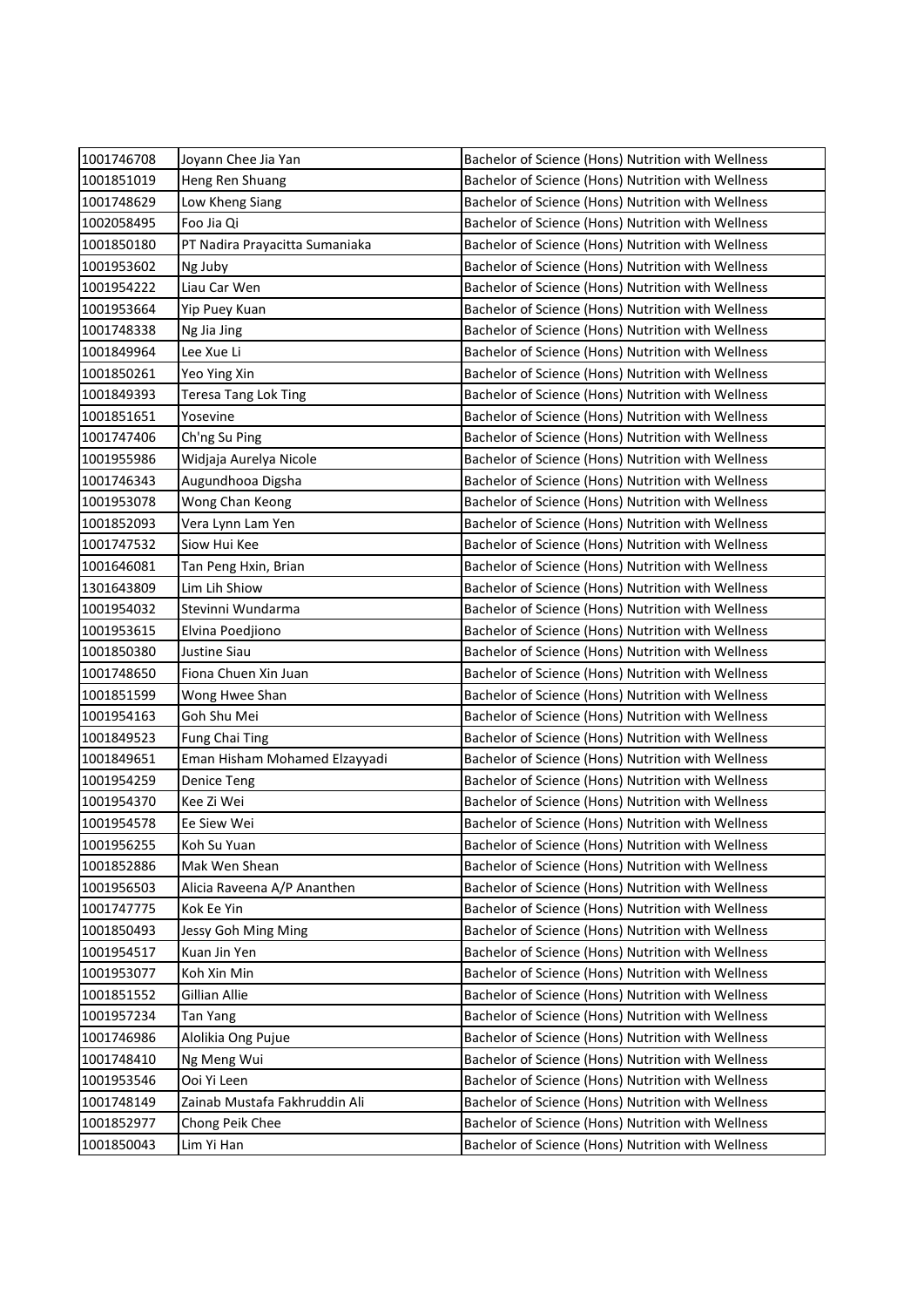| | | |
|---|---|---|
| 1001746708 | Joyann Chee Jia Yan | Bachelor of Science (Hons) Nutrition with Wellness |
| 1001851019 | Heng Ren Shuang | Bachelor of Science (Hons) Nutrition with Wellness |
| 1001748629 | Low Kheng Siang | Bachelor of Science (Hons) Nutrition with Wellness |
| 1002058495 | Foo Jia Qi | Bachelor of Science (Hons) Nutrition with Wellness |
| 1001850180 | PT Nadira Prayacitta Sumaniaka | Bachelor of Science (Hons) Nutrition with Wellness |
| 1001953602 | Ng Juby | Bachelor of Science (Hons) Nutrition with Wellness |
| 1001954222 | Liau Car Wen | Bachelor of Science (Hons) Nutrition with Wellness |
| 1001953664 | Yip Puey Kuan | Bachelor of Science (Hons) Nutrition with Wellness |
| 1001748338 | Ng Jia Jing | Bachelor of Science (Hons) Nutrition with Wellness |
| 1001849964 | Lee Xue Li | Bachelor of Science (Hons) Nutrition with Wellness |
| 1001850261 | Yeo Ying Xin | Bachelor of Science (Hons) Nutrition with Wellness |
| 1001849393 | Teresa Tang Lok Ting | Bachelor of Science (Hons) Nutrition with Wellness |
| 1001851651 | Yosevine | Bachelor of Science (Hons) Nutrition with Wellness |
| 1001747406 | Ch'ng Su Ping | Bachelor of Science (Hons) Nutrition with Wellness |
| 1001955986 | Widjaja Aurelya Nicole | Bachelor of Science (Hons) Nutrition with Wellness |
| 1001746343 | Augundhooa Digsha | Bachelor of Science (Hons) Nutrition with Wellness |
| 1001953078 | Wong Chan Keong | Bachelor of Science (Hons) Nutrition with Wellness |
| 1001852093 | Vera Lynn Lam Yen | Bachelor of Science (Hons) Nutrition with Wellness |
| 1001747532 | Siow Hui Kee | Bachelor of Science (Hons) Nutrition with Wellness |
| 1001646081 | Tan Peng Hxin, Brian | Bachelor of Science (Hons) Nutrition with Wellness |
| 1301643809 | Lim Lih Shiow | Bachelor of Science (Hons) Nutrition with Wellness |
| 1001954032 | Stevinni Wundarma | Bachelor of Science (Hons) Nutrition with Wellness |
| 1001953615 | Elvina Poedjiono | Bachelor of Science (Hons) Nutrition with Wellness |
| 1001850380 | Justine Siau | Bachelor of Science (Hons) Nutrition with Wellness |
| 1001748650 | Fiona Chuen Xin Juan | Bachelor of Science (Hons) Nutrition with Wellness |
| 1001851599 | Wong Hwee Shan | Bachelor of Science (Hons) Nutrition with Wellness |
| 1001954163 | Goh Shu Mei | Bachelor of Science (Hons) Nutrition with Wellness |
| 1001849523 | Fung Chai Ting | Bachelor of Science (Hons) Nutrition with Wellness |
| 1001849651 | Eman Hisham Mohamed Elzayyadi | Bachelor of Science (Hons) Nutrition with Wellness |
| 1001954259 | Denice Teng | Bachelor of Science (Hons) Nutrition with Wellness |
| 1001954370 | Kee Zi Wei | Bachelor of Science (Hons) Nutrition with Wellness |
| 1001954578 | Ee Siew Wei | Bachelor of Science (Hons) Nutrition with Wellness |
| 1001956255 | Koh Su Yuan | Bachelor of Science (Hons) Nutrition with Wellness |
| 1001852886 | Mak Wen Shean | Bachelor of Science (Hons) Nutrition with Wellness |
| 1001956503 | Alicia Raveena A/P Ananthen | Bachelor of Science (Hons) Nutrition with Wellness |
| 1001747775 | Kok Ee Yin | Bachelor of Science (Hons) Nutrition with Wellness |
| 1001850493 | Jessy Goh Ming Ming | Bachelor of Science (Hons) Nutrition with Wellness |
| 1001954517 | Kuan Jin Yen | Bachelor of Science (Hons) Nutrition with Wellness |
| 1001953077 | Koh Xin Min | Bachelor of Science (Hons) Nutrition with Wellness |
| 1001851552 | Gillian Allie | Bachelor of Science (Hons) Nutrition with Wellness |
| 1001957234 | Tan Yang | Bachelor of Science (Hons) Nutrition with Wellness |
| 1001746986 | Alolikia Ong Pujue | Bachelor of Science (Hons) Nutrition with Wellness |
| 1001748410 | Ng Meng Wui | Bachelor of Science (Hons) Nutrition with Wellness |
| 1001953546 | Ooi Yi Leen | Bachelor of Science (Hons) Nutrition with Wellness |
| 1001748149 | Zainab Mustafa Fakhruddin Ali | Bachelor of Science (Hons) Nutrition with Wellness |
| 1001852977 | Chong Peik Chee | Bachelor of Science (Hons) Nutrition with Wellness |
| 1001850043 | Lim Yi Han | Bachelor of Science (Hons) Nutrition with Wellness |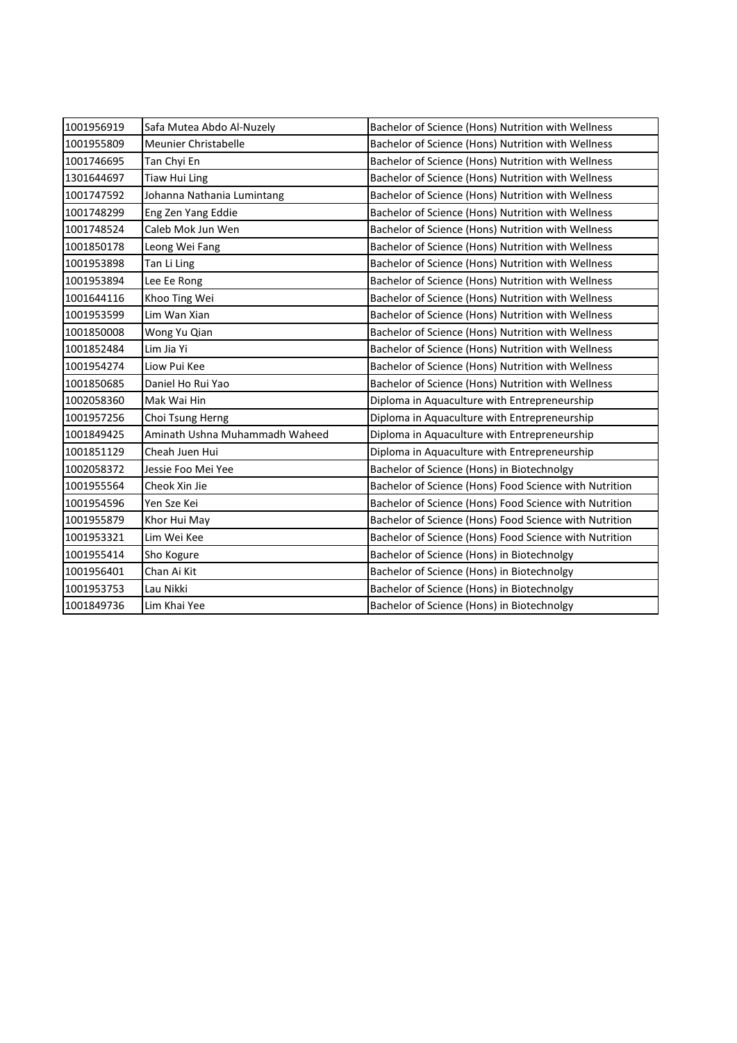| | | |
|---|---|---|
| 1001956919 | Safa Mutea Abdo Al-Nuzely | Bachelor of Science (Hons) Nutrition with Wellness |
| 1001955809 | Meunier Christabelle | Bachelor of Science (Hons) Nutrition with Wellness |
| 1001746695 | Tan Chyi En | Bachelor of Science (Hons) Nutrition with Wellness |
| 1301644697 | Tiaw Hui Ling | Bachelor of Science (Hons) Nutrition with Wellness |
| 1001747592 | Johanna Nathania Lumintang | Bachelor of Science (Hons) Nutrition with Wellness |
| 1001748299 | Eng Zen Yang Eddie | Bachelor of Science (Hons) Nutrition with Wellness |
| 1001748524 | Caleb Mok Jun Wen | Bachelor of Science (Hons) Nutrition with Wellness |
| 1001850178 | Leong Wei Fang | Bachelor of Science (Hons) Nutrition with Wellness |
| 1001953898 | Tan Li Ling | Bachelor of Science (Hons) Nutrition with Wellness |
| 1001953894 | Lee Ee Rong | Bachelor of Science (Hons) Nutrition with Wellness |
| 1001644116 | Khoo Ting Wei | Bachelor of Science (Hons) Nutrition with Wellness |
| 1001953599 | Lim Wan Xian | Bachelor of Science (Hons) Nutrition with Wellness |
| 1001850008 | Wong Yu Qian | Bachelor of Science (Hons) Nutrition with Wellness |
| 1001852484 | Lim Jia Yi | Bachelor of Science (Hons) Nutrition with Wellness |
| 1001954274 | Liow Pui Kee | Bachelor of Science (Hons) Nutrition with Wellness |
| 1001850685 | Daniel Ho Rui Yao | Bachelor of Science (Hons) Nutrition with Wellness |
| 1002058360 | Mak Wai Hin | Diploma in Aquaculture with Entrepreneurship |
| 1001957256 | Choi Tsung Herng | Diploma in Aquaculture with Entrepreneurship |
| 1001849425 | Aminath Ushna Muhammadh Waheed | Diploma in Aquaculture with Entrepreneurship |
| 1001851129 | Cheah Juen Hui | Diploma in Aquaculture with Entrepreneurship |
| 1002058372 | Jessie Foo Mei Yee | Bachelor of Science (Hons) in Biotechnolgy |
| 1001955564 | Cheok Xin Jie | Bachelor of Science (Hons) Food Science with Nutrition |
| 1001954596 | Yen Sze Kei | Bachelor of Science (Hons) Food Science with Nutrition |
| 1001955879 | Khor Hui May | Bachelor of Science (Hons) Food Science with Nutrition |
| 1001953321 | Lim Wei Kee | Bachelor of Science (Hons) Food Science with Nutrition |
| 1001955414 | Sho Kogure | Bachelor of Science (Hons) in Biotechnolgy |
| 1001956401 | Chan Ai Kit | Bachelor of Science (Hons) in Biotechnolgy |
| 1001953753 | Lau Nikki | Bachelor of Science (Hons) in Biotechnolgy |
| 1001849736 | Lim Khai Yee | Bachelor of Science (Hons) in Biotechnolgy |